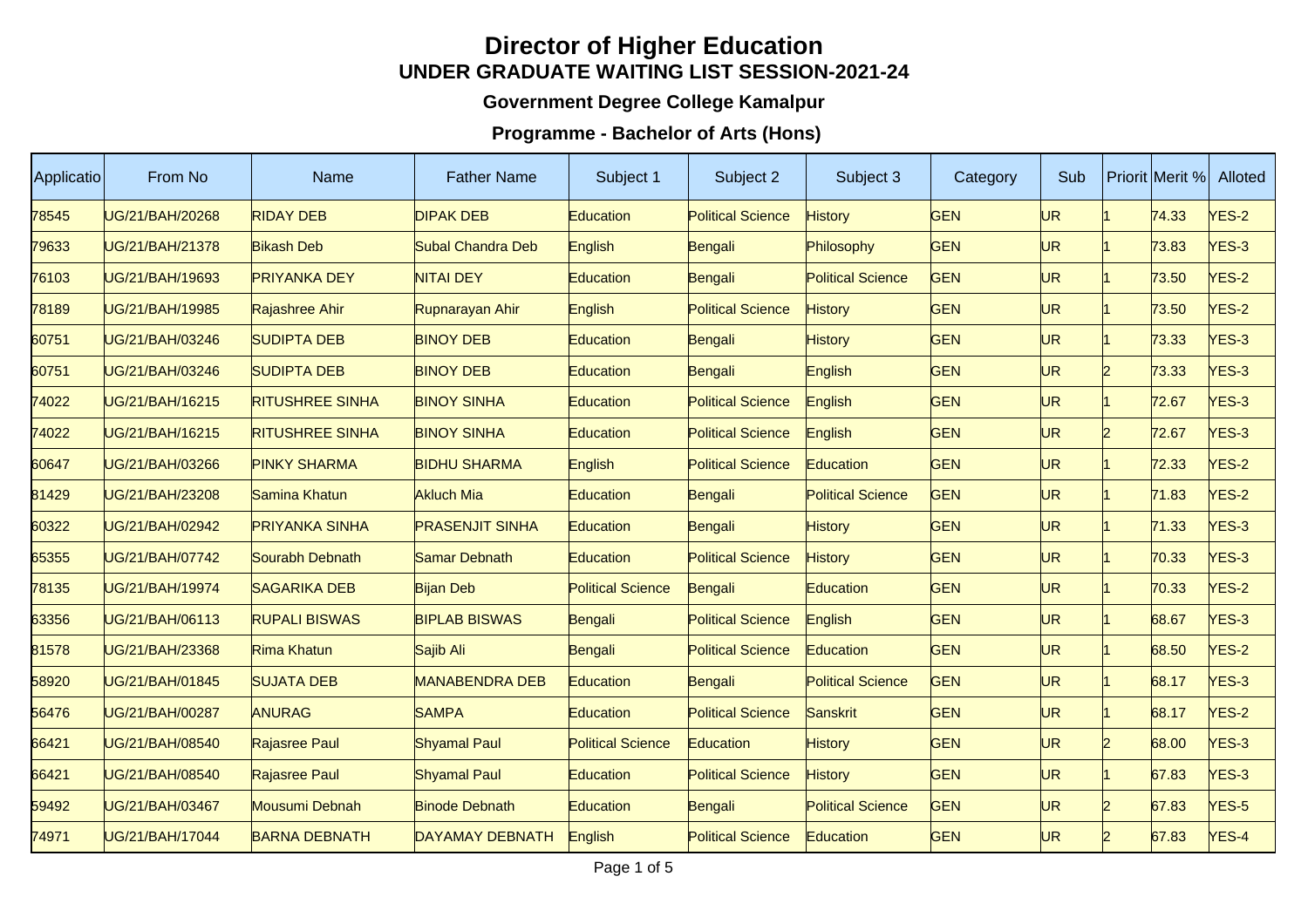# Director of Higher Education

## UNDER GRADUATE WAITING LIST SESSION-2021-24

### Government Degree College Kamalpur

### Programme - Bachelor of Arts (Hons)

| Applicatio | From No | Name | Father Name | Subject 1 | Subject 2 | Subject 3 | Category | Sub | Priorit | Merit % | Alloted |
|---|---|---|---|---|---|---|---|---|---|---|---|
| 78545 | UG/21/BAH/20268 | RIDAY DEB | DIPAK DEB | Education | Political Science | History | GEN | UR | 1 | 74.33 | YES-2 |
| 79633 | UG/21/BAH/21378 | Bikash Deb | Subal Chandra Deb | English | Bengali | Philosophy | GEN | UR | 1 | 73.83 | YES-3 |
| 76103 | UG/21/BAH/19693 | PRIYANKA DEY | NITAI DEY | Education | Bengali | Political Science | GEN | UR | 1 | 73.50 | YES-2 |
| 78189 | UG/21/BAH/19985 | Rajashree Ahir | Rupnarayan Ahir | English | Political Science | History | GEN | UR | 1 | 73.50 | YES-2 |
| 60751 | UG/21/BAH/03246 | SUDIPTA DEB | BINOY DEB | Education | Bengali | History | GEN | UR | 1 | 73.33 | YES-3 |
| 60751 | UG/21/BAH/03246 | SUDIPTA DEB | BINOY DEB | Education | Bengali | English | GEN | UR | 2 | 73.33 | YES-3 |
| 74022 | UG/21/BAH/16215 | RITUSHREE SINHA | BINOY SINHA | Education | Political Science | English | GEN | UR | 1 | 72.67 | YES-3 |
| 74022 | UG/21/BAH/16215 | RITUSHREE SINHA | BINOY SINHA | Education | Political Science | English | GEN | UR | 2 | 72.67 | YES-3 |
| 60647 | UG/21/BAH/03266 | PINKY SHARMA | BIDHU SHARMA | English | Political Science | Education | GEN | UR | 1 | 72.33 | YES-2 |
| 81429 | UG/21/BAH/23208 | Samina Khatun | Akluch Mia | Education | Bengali | Political Science | GEN | UR | 1 | 71.83 | YES-2 |
| 60322 | UG/21/BAH/02942 | PRIYANKA SINHA | PRASENJIT SINHA | Education | Bengali | History | GEN | UR | 1 | 71.33 | YES-3 |
| 65355 | UG/21/BAH/07742 | Sourabh Debnath | Samar Debnath | Education | Political Science | History | GEN | UR | 1 | 70.33 | YES-3 |
| 78135 | UG/21/BAH/19974 | SAGARIKA DEB | Bijan Deb | Political Science | Bengali | Education | GEN | UR | 1 | 70.33 | YES-2 |
| 63356 | UG/21/BAH/06113 | RUPALI BISWAS | BIPLAB BISWAS | Bengali | Political Science | English | GEN | UR | 1 | 68.67 | YES-3 |
| 81578 | UG/21/BAH/23368 | Rima Khatun | Sajib Ali | Bengali | Political Science | Education | GEN | UR | 1 | 68.50 | YES-2 |
| 58920 | UG/21/BAH/01845 | SUJATA DEB | MANABENDRA DEB | Education | Bengali | Political Science | GEN | UR | 1 | 68.17 | YES-3 |
| 56476 | UG/21/BAH/00287 | ANURAG | SAMPA | Education | Political Science | Sanskrit | GEN | UR | 1 | 68.17 | YES-2 |
| 66421 | UG/21/BAH/08540 | Rajasree Paul | Shyamal Paul | Political Science | Education | History | GEN | UR | 2 | 68.00 | YES-3 |
| 66421 | UG/21/BAH/08540 | Rajasree Paul | Shyamal Paul | Education | Political Science | History | GEN | UR | 1 | 67.83 | YES-3 |
| 59492 | UG/21/BAH/03467 | Mousumi Debnah | Binode Debnath | Education | Bengali | Political Science | GEN | UR | 2 | 67.83 | YES-5 |
| 74971 | UG/21/BAH/17044 | BARNA DEBNATH | DAYAMAY DEBNATH | English | Political Science | Education | GEN | UR | 2 | 67.83 | YES-4 |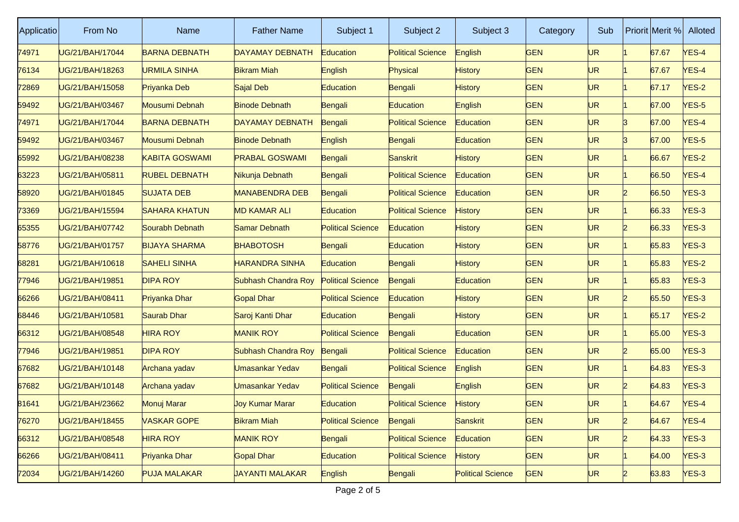| Applicatio | From No | Name | Father Name | Subject 1 | Subject 2 | Subject 3 | Category | Sub | Priorit | Merit % | Alloted |
|---|---|---|---|---|---|---|---|---|---|---|---|
| 74971 | UG/21/BAH/17044 | BARNA DEBNATH | DAYAMAY DEBNATH | Education | Political Science | English | GEN | UR | 1 | 67.67 | YES-4 |
| 76134 | UG/21/BAH/18263 | URMILA SINHA | Bikram Miah | English | Physical | History | GEN | UR | 1 | 67.67 | YES-4 |
| 72869 | UG/21/BAH/15058 | Priyanka Deb | Sajal Deb | Education | Bengali | History | GEN | UR | 1 | 67.17 | YES-2 |
| 59492 | UG/21/BAH/03467 | Mousumi Debnah | Binode Debnath | Bengali | Education | English | GEN | UR | 1 | 67.00 | YES-5 |
| 74971 | UG/21/BAH/17044 | BARNA DEBNATH | DAYAMAY DEBNATH | Bengali | Political Science | Education | GEN | UR | 3 | 67.00 | YES-4 |
| 59492 | UG/21/BAH/03467 | Mousumi Debnah | Binode Debnath | English | Bengali | Education | GEN | UR | 3 | 67.00 | YES-5 |
| 65992 | UG/21/BAH/08238 | KABITA GOSWAMI | PRABAL GOSWAMI | Bengali | Sanskrit | History | GEN | UR | 1 | 66.67 | YES-2 |
| 63223 | UG/21/BAH/05811 | RUBEL DEBNATH | Nikunja Debnath | Bengali | Political Science | Education | GEN | UR | 1 | 66.50 | YES-4 |
| 58920 | UG/21/BAH/01845 | SUJATA DEB | MANABENDRA DEB | Bengali | Political Science | Education | GEN | UR | 2 | 66.50 | YES-3 |
| 73369 | UG/21/BAH/15594 | SAHARA KHATUN | MD KAMAR ALI | Education | Political Science | History | GEN | UR | 1 | 66.33 | YES-3 |
| 65355 | UG/21/BAH/07742 | Sourabh Debnath | Samar Debnath | Political Science | Education | History | GEN | UR | 2 | 66.33 | YES-3 |
| 58776 | UG/21/BAH/01757 | BIJAYA SHARMA | BHABOTOSH | Bengali | Education | History | GEN | UR | 1 | 65.83 | YES-3 |
| 68281 | UG/21/BAH/10618 | SAHELI SINHA | HARANDRA SINHA | Education | Bengali | History | GEN | UR | 1 | 65.83 | YES-2 |
| 77946 | UG/21/BAH/19851 | DIPA ROY | Subhash Chandra Roy | Political Science | Bengali | Education | GEN | UR | 1 | 65.83 | YES-3 |
| 66266 | UG/21/BAH/08411 | Priyanka Dhar | Gopal Dhar | Political Science | Education | History | GEN | UR | 2 | 65.50 | YES-3 |
| 68446 | UG/21/BAH/10581 | Saurab Dhar | Saroj Kanti Dhar | Education | Bengali | History | GEN | UR | 1 | 65.17 | YES-2 |
| 66312 | UG/21/BAH/08548 | HIRA ROY | MANIK ROY | Political Science | Bengali | Education | GEN | UR | 1 | 65.00 | YES-3 |
| 77946 | UG/21/BAH/19851 | DIPA ROY | Subhash Chandra Roy | Bengali | Political Science | Education | GEN | UR | 2 | 65.00 | YES-3 |
| 67682 | UG/21/BAH/10148 | Archana yadav | Umasankar Yedav | Bengali | Political Science | English | GEN | UR | 1 | 64.83 | YES-3 |
| 67682 | UG/21/BAH/10148 | Archana yadav | Umasankar Yedav | Political Science | Bengali | English | GEN | UR | 2 | 64.83 | YES-3 |
| 81641 | UG/21/BAH/23662 | Monuj Marar | Joy Kumar Marar | Education | Political Science | History | GEN | UR | 1 | 64.67 | YES-4 |
| 76270 | UG/21/BAH/18455 | VASKAR GOPE | Bikram Miah | Political Science | Bengali | Sanskrit | GEN | UR | 2 | 64.67 | YES-4 |
| 66312 | UG/21/BAH/08548 | HIRA ROY | MANIK ROY | Bengali | Political Science | Education | GEN | UR | 2 | 64.33 | YES-3 |
| 66266 | UG/21/BAH/08411 | Priyanka Dhar | Gopal Dhar | Education | Political Science | History | GEN | UR | 1 | 64.00 | YES-3 |
| 72034 | UG/21/BAH/14260 | PUJA MALAKAR | JAYANTI MALAKAR | English | Bengali | Political Science | GEN | UR | 2 | 63.83 | YES-3 |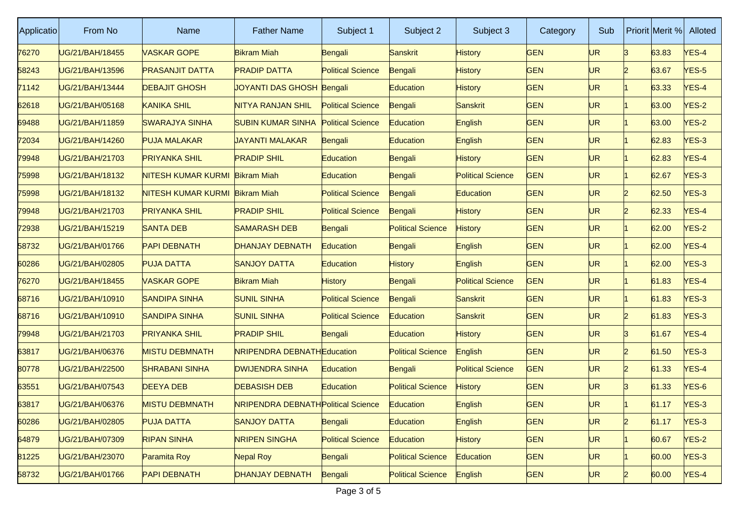| Applicatio | From No | Name | Father Name | Subject 1 | Subject 2 | Subject 3 | Category | Sub | Priorit | Merit % | Alloted |
|---|---|---|---|---|---|---|---|---|---|---|---|
| 76270 | UG/21/BAH/18455 | VASKAR GOPE | Bikram Miah | Bengali | Sanskrit | History | GEN | UR | 3 | 63.83 | YES-4 |
| 58243 | UG/21/BAH/13596 | PRASANJIT DATTA | PRADIP DATTA | Political Science | Bengali | History | GEN | UR | 2 | 63.67 | YES-5 |
| 71142 | UG/21/BAH/13444 | DEBAJIT GHOSH | JOYANTI DAS GHOSH | Bengali | Education | History | GEN | UR | 1 | 63.33 | YES-4 |
| 62618 | UG/21/BAH/05168 | KANIKA SHIL | NITYA RANJAN SHIL | Political Science | Bengali | Sanskrit | GEN | UR | 1 | 63.00 | YES-2 |
| 69488 | UG/21/BAH/11859 | SWARAJYA SINHA | SUBIN KUMAR SINHA | Political Science | Education | English | GEN | UR | 1 | 63.00 | YES-2 |
| 72034 | UG/21/BAH/14260 | PUJA MALAKAR | JAYANTI MALAKAR | Bengali | Education | English | GEN | UR | 1 | 62.83 | YES-3 |
| 79948 | UG/21/BAH/21703 | PRIYANKA SHIL | PRADIP SHIL | Education | Bengali | History | GEN | UR | 1 | 62.83 | YES-4 |
| 75998 | UG/21/BAH/18132 | NITESH KUMAR KURMI | Bikram Miah | Education | Bengali | Political Science | GEN | UR | 1 | 62.67 | YES-3 |
| 75998 | UG/21/BAH/18132 | NITESH KUMAR KURMI | Bikram Miah | Political Science | Bengali | Education | GEN | UR | 2 | 62.50 | YES-3 |
| 79948 | UG/21/BAH/21703 | PRIYANKA SHIL | PRADIP SHIL | Political Science | Bengali | History | GEN | UR | 2 | 62.33 | YES-4 |
| 72938 | UG/21/BAH/15219 | SANTA DEB | SAMARASH DEB | Bengali | Political Science | History | GEN | UR | 1 | 62.00 | YES-2 |
| 58732 | UG/21/BAH/01766 | PAPI DEBNATH | DHANJAY DEBNATH | Education | Bengali | English | GEN | UR | 1 | 62.00 | YES-4 |
| 60286 | UG/21/BAH/02805 | PUJA DATTA | SANJOY DATTA | Education | History | English | GEN | UR | 1 | 62.00 | YES-3 |
| 76270 | UG/21/BAH/18455 | VASKAR GOPE | Bikram Miah | History | Bengali | Political Science | GEN | UR | 1 | 61.83 | YES-4 |
| 68716 | UG/21/BAH/10910 | SANDIPA SINHA | SUNIL SINHA | Political Science | Bengali | Sanskrit | GEN | UR | 1 | 61.83 | YES-3 |
| 68716 | UG/21/BAH/10910 | SANDIPA SINHA | SUNIL SINHA | Political Science | Education | Sanskrit | GEN | UR | 2 | 61.83 | YES-3 |
| 79948 | UG/21/BAH/21703 | PRIYANKA SHIL | PRADIP SHIL | Bengali | Education | History | GEN | UR | 3 | 61.67 | YES-4 |
| 63817 | UG/21/BAH/06376 | MISTU DEBMNATH | NRIPENDRA DEBNATH | Education | Political Science | English | GEN | UR | 2 | 61.50 | YES-3 |
| 80778 | UG/21/BAH/22500 | SHRABANI SINHA | DWIJENDRA SINHA | Education | Bengali | Political Science | GEN | UR | 2 | 61.33 | YES-4 |
| 63551 | UG/21/BAH/07543 | DEEYA DEB | DEBASISH DEB | Education | Political Science | History | GEN | UR | 3 | 61.33 | YES-6 |
| 63817 | UG/21/BAH/06376 | MISTU DEBMNATH | NRIPENDRA DEBNATH | Political Science | Education | English | GEN | UR | 1 | 61.17 | YES-3 |
| 60286 | UG/21/BAH/02805 | PUJA DATTA | SANJOY DATTA | Bengali | Education | English | GEN | UR | 2 | 61.17 | YES-3 |
| 64879 | UG/21/BAH/07309 | RIPAN SINHA | NRIPEN SINGHA | Political Science | Education | History | GEN | UR | 1 | 60.67 | YES-2 |
| 81225 | UG/21/BAH/23070 | Paramita Roy | Nepal Roy | Bengali | Political Science | Education | GEN | UR | 1 | 60.00 | YES-3 |
| 58732 | UG/21/BAH/01766 | PAPI DEBNATH | DHANJAY DEBNATH | Bengali | Political Science | English | GEN | UR | 2 | 60.00 | YES-4 |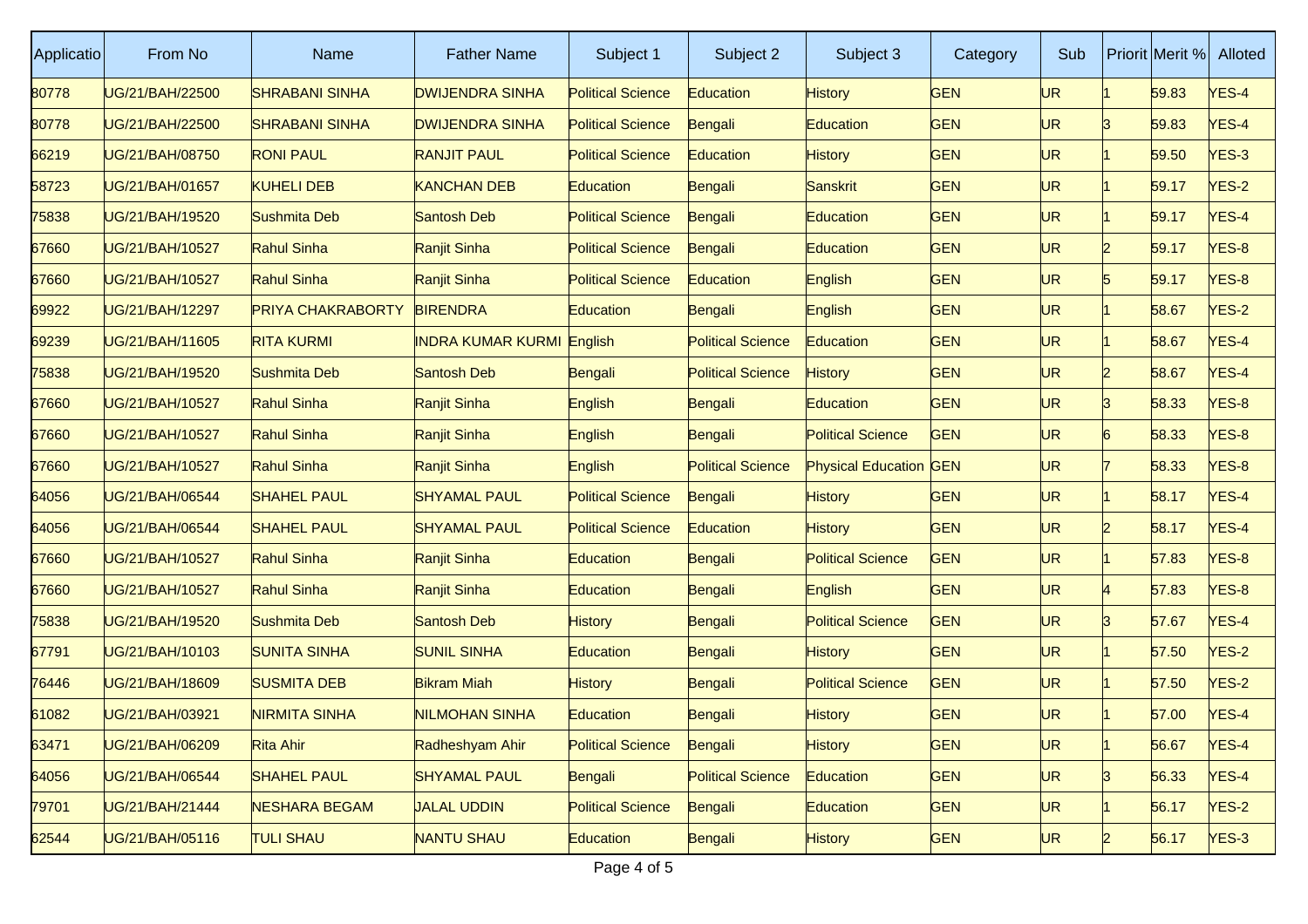| Applicatio | From No | Name | Father Name | Subject 1 | Subject 2 | Subject 3 | Category | Sub | Priorit | Merit % | Alloted |
|---|---|---|---|---|---|---|---|---|---|---|---|
| 80778 | UG/21/BAH/22500 | SHRABANI SINHA | DWIJENDRA SINHA | Political Science | Education | History | GEN | UR | 1 | 59.83 | YES-4 |
| 80778 | UG/21/BAH/22500 | SHRABANI SINHA | DWIJENDRA SINHA | Political Science | Bengali | Education | GEN | UR | 3 | 59.83 | YES-4 |
| 66219 | UG/21/BAH/08750 | RONI PAUL | RANJIT PAUL | Political Science | Education | History | GEN | UR | 1 | 59.50 | YES-3 |
| 58723 | UG/21/BAH/01657 | KUHELI DEB | KANCHAN DEB | Education | Bengali | Sanskrit | GEN | UR | 1 | 59.17 | YES-2 |
| 75838 | UG/21/BAH/19520 | Sushmita Deb | Santosh Deb | Political Science | Bengali | Education | GEN | UR | 1 | 59.17 | YES-4 |
| 67660 | UG/21/BAH/10527 | Rahul Sinha | Ranjit Sinha | Political Science | Bengali | Education | GEN | UR | 2 | 59.17 | YES-8 |
| 67660 | UG/21/BAH/10527 | Rahul Sinha | Ranjit Sinha | Political Science | Education | English | GEN | UR | 5 | 59.17 | YES-8 |
| 69922 | UG/21/BAH/12297 | PRIYA CHAKRABORTY | BIRENDRA | Education | Bengali | English | GEN | UR | 1 | 58.67 | YES-2 |
| 69239 | UG/21/BAH/11605 | RITA KURMI | INDRA KUMAR KURMI | English | Political Science | Education | GEN | UR | 1 | 58.67 | YES-4 |
| 75838 | UG/21/BAH/19520 | Sushmita Deb | Santosh Deb | Bengali | Political Science | History | GEN | UR | 2 | 58.67 | YES-4 |
| 67660 | UG/21/BAH/10527 | Rahul Sinha | Ranjit Sinha | English | Bengali | Education | GEN | UR | 3 | 58.33 | YES-8 |
| 67660 | UG/21/BAH/10527 | Rahul Sinha | Ranjit Sinha | English | Bengali | Political Science | GEN | UR | 6 | 58.33 | YES-8 |
| 67660 | UG/21/BAH/10527 | Rahul Sinha | Ranjit Sinha | English | Political Science | Physical Education | GEN | UR | 7 | 58.33 | YES-8 |
| 64056 | UG/21/BAH/06544 | SHAHEL PAUL | SHYAMAL PAUL | Political Science | Bengali | History | GEN | UR | 1 | 58.17 | YES-4 |
| 64056 | UG/21/BAH/06544 | SHAHEL PAUL | SHYAMAL PAUL | Political Science | Education | History | GEN | UR | 2 | 58.17 | YES-4 |
| 67660 | UG/21/BAH/10527 | Rahul Sinha | Ranjit Sinha | Education | Bengali | Political Science | GEN | UR | 1 | 57.83 | YES-8 |
| 67660 | UG/21/BAH/10527 | Rahul Sinha | Ranjit Sinha | Education | Bengali | English | GEN | UR | 4 | 57.83 | YES-8 |
| 75838 | UG/21/BAH/19520 | Sushmita Deb | Santosh Deb | History | Bengali | Political Science | GEN | UR | 3 | 57.67 | YES-4 |
| 67791 | UG/21/BAH/10103 | SUNITA SINHA | SUNIL SINHA | Education | Bengali | History | GEN | UR | 1 | 57.50 | YES-2 |
| 76446 | UG/21/BAH/18609 | SUSMITA DEB | Bikram Miah | History | Bengali | Political Science | GEN | UR | 1 | 57.50 | YES-2 |
| 61082 | UG/21/BAH/03921 | NIRMITA SINHA | NILMOHAN SINHA | Education | Bengali | History | GEN | UR | 1 | 57.00 | YES-4 |
| 63471 | UG/21/BAH/06209 | Rita Ahir | Radheshyam Ahir | Political Science | Bengali | History | GEN | UR | 1 | 56.67 | YES-4 |
| 64056 | UG/21/BAH/06544 | SHAHEL PAUL | SHYAMAL PAUL | Bengali | Political Science | Education | GEN | UR | 3 | 56.33 | YES-4 |
| 79701 | UG/21/BAH/21444 | NESHARA BEGAM | JALAL UDDIN | Political Science | Bengali | Education | GEN | UR | 1 | 56.17 | YES-2 |
| 62544 | UG/21/BAH/05116 | TULI SHAU | NANTU SHAU | Education | Bengali | History | GEN | UR | 2 | 56.17 | YES-3 |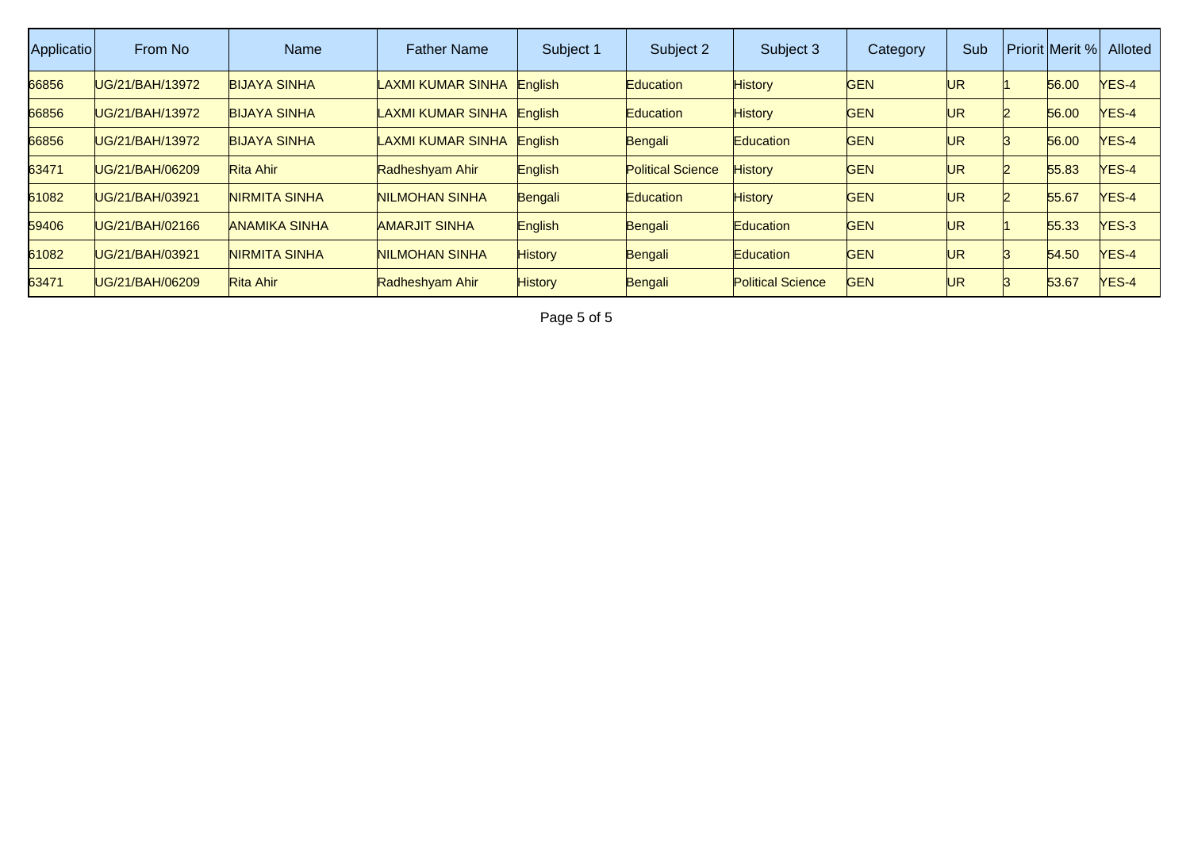| Applicatio | From No | Name | Father Name | Subject 1 | Subject 2 | Subject 3 | Category | Sub | Priorit | Merit % | Alloted |
|---|---|---|---|---|---|---|---|---|---|---|---|
| 66856 | UG/21/BAH/13972 | BIJAYA SINHA | LAXMI KUMAR SINHA | English | Education | History | GEN | UR | 1 | 56.00 | YES-4 |
| 66856 | UG/21/BAH/13972 | BIJAYA SINHA | LAXMI KUMAR SINHA | English | Education | History | GEN | UR | 2 | 56.00 | YES-4 |
| 66856 | UG/21/BAH/13972 | BIJAYA SINHA | LAXMI KUMAR SINHA | English | Bengali | Education | GEN | UR | 3 | 56.00 | YES-4 |
| 63471 | UG/21/BAH/06209 | Rita Ahir | Radheshyam Ahir | English | Political Science | History | GEN | UR | 2 | 55.83 | YES-4 |
| 61082 | UG/21/BAH/03921 | NIRMITA SINHA | NILMOHAN SINHA | Bengali | Education | History | GEN | UR | 2 | 55.67 | YES-4 |
| 59406 | UG/21/BAH/02166 | ANAMIKA SINHA | AMARJIT SINHA | English | Bengali | Education | GEN | UR | 1 | 55.33 | YES-3 |
| 61082 | UG/21/BAH/03921 | NIRMITA SINHA | NILMOHAN SINHA | History | Bengali | Education | GEN | UR | 3 | 54.50 | YES-4 |
| 63471 | UG/21/BAH/06209 | Rita Ahir | Radheshyam Ahir | History | Bengali | Political Science | GEN | UR | 3 | 53.67 | YES-4 |